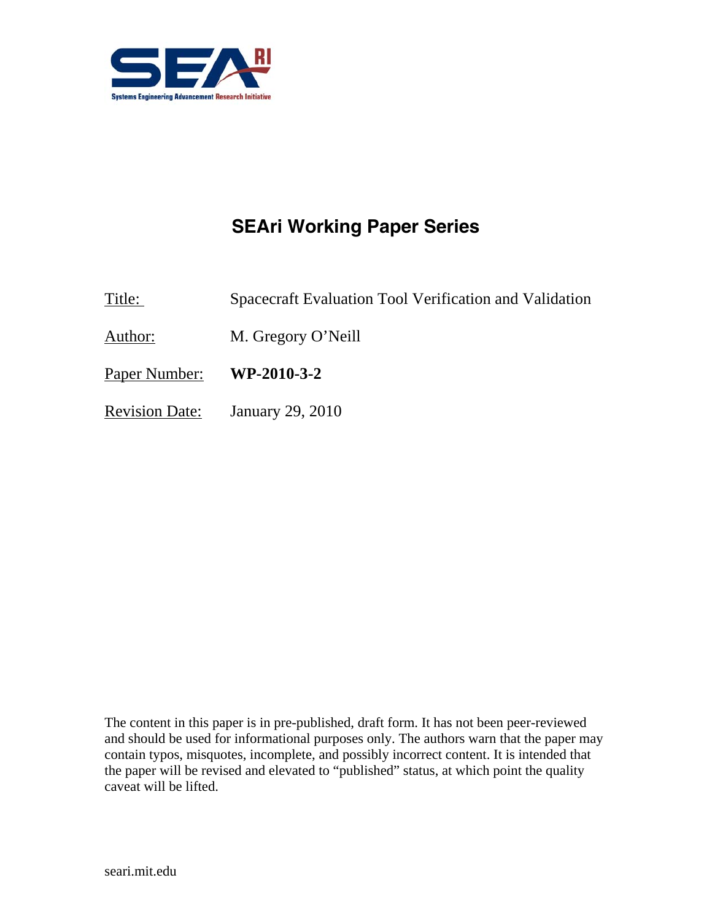SEAri — Systems Engineering Advancement Research Initiative

# SEAri Working Paper Series

Title: Spacecraft Evaluation Tool Verification and Validation

Author: M. Gregory O'Neill

Paper Number: **WP-2010-3-2**

Revision Date: January 29, 2010

The content in this paper is in pre-published, draft form. It has not been peer-reviewed and should be used for informational purposes only. The authors warn that the paper may contain typos, misquotes, incomplete, and possibly incorrect content. It is intended that the paper will be revised and elevated to "published" status, at which point the quality caveat will be lifted.

seari.mit.edu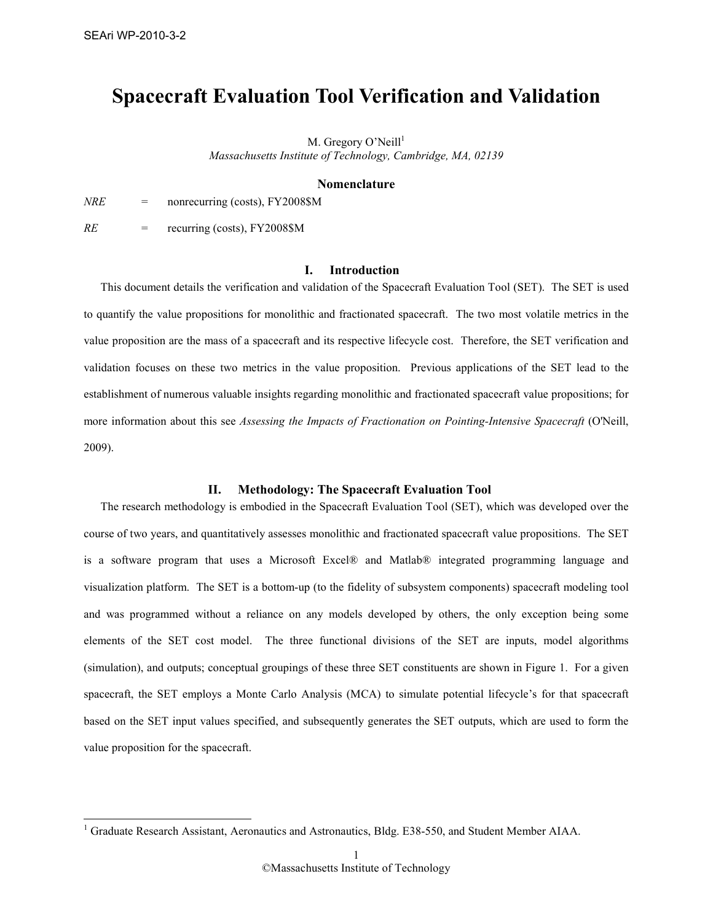# Spacecraft Evaluation Tool Verification and Validation

M. Gregory O'Neill[1]
*Massachusetts Institute of Technology, Cambridge, MA, 02139*

## Nomenclature

*NRE* = nonrecurring (costs), FY2008$M

*RE* = recurring (costs), FY2008$M

## I. Introduction

This document details the verification and validation of the Spacecraft Evaluation Tool (SET). The SET is used to quantify the value propositions for monolithic and fractionated spacecraft. The two most volatile metrics in the value proposition are the mass of a spacecraft and its respective lifecycle cost. Therefore, the SET verification and validation focuses on these two metrics in the value proposition. Previous applications of the SET lead to the establishment of numerous valuable insights regarding monolithic and fractionated spacecraft value propositions; for more information about this see *Assessing the Impacts of Fractionation on Pointing-Intensive Spacecraft* (O'Neill, 2009).

## II. Methodology: The Spacecraft Evaluation Tool

The research methodology is embodied in the Spacecraft Evaluation Tool (SET), which was developed over the course of two years, and quantitatively assesses monolithic and fractionated spacecraft value propositions. The SET is a software program that uses a Microsoft Excel® and Matlab® integrated programming language and visualization platform. The SET is a bottom-up (to the fidelity of subsystem components) spacecraft modeling tool and was programmed without a reliance on any models developed by others, the only exception being some elements of the SET cost model. The three functional divisions of the SET are inputs, model algorithms (simulation), and outputs; conceptual groupings of these three SET constituents are shown in Figure 1. For a given spacecraft, the SET employs a Monte Carlo Analysis (MCA) to simulate potential lifecycle's for that spacecraft based on the SET input values specified, and subsequently generates the SET outputs, which are used to form the value proposition for the spacecraft.

[1] Graduate Research Assistant, Aeronautics and Astronautics, Bldg. E38-550, and Student Member AIAA.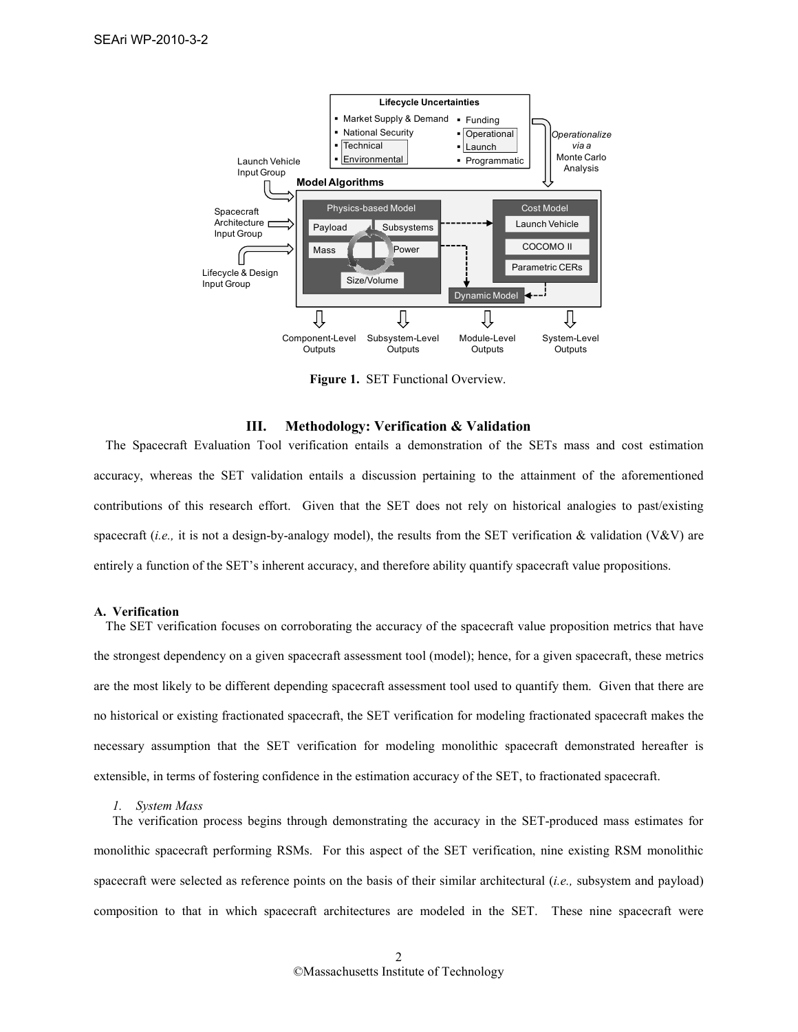Figure 1. SET Functional Overview.

## III. Methodology: Verification & Validation

The Spacecraft Evaluation Tool verification entails a demonstration of the SETs mass and cost estimation accuracy, whereas the SET validation entails a discussion pertaining to the attainment of the aforementioned contributions of this research effort. Given that the SET does not rely on historical analogies to past/existing spacecraft (*i.e.,* it is not a design-by-analogy model), the results from the SET verification & validation (V&V) are entirely a function of the SET's inherent accuracy, and therefore ability quantify spacecraft value propositions.

### A. Verification

The SET verification focuses on corroborating the accuracy of the spacecraft value proposition metrics that have the strongest dependency on a given spacecraft assessment tool (model); hence, for a given spacecraft, these metrics are the most likely to be different depending spacecraft assessment tool used to quantify them. Given that there are no historical or existing fractionated spacecraft, the SET verification for modeling fractionated spacecraft makes the necessary assumption that the SET verification for modeling monolithic spacecraft demonstrated hereafter is extensible, in terms of fostering confidence in the estimation accuracy of the SET, to fractionated spacecraft.

#### *1. System Mass*

The verification process begins through demonstrating the accuracy in the SET-produced mass estimates for monolithic spacecraft performing RSMs. For this aspect of the SET verification, nine existing RSM monolithic spacecraft were selected as reference points on the basis of their similar architectural (*i.e.,* subsystem and payload) composition to that in which spacecraft architectures are modeled in the SET. These nine spacecraft were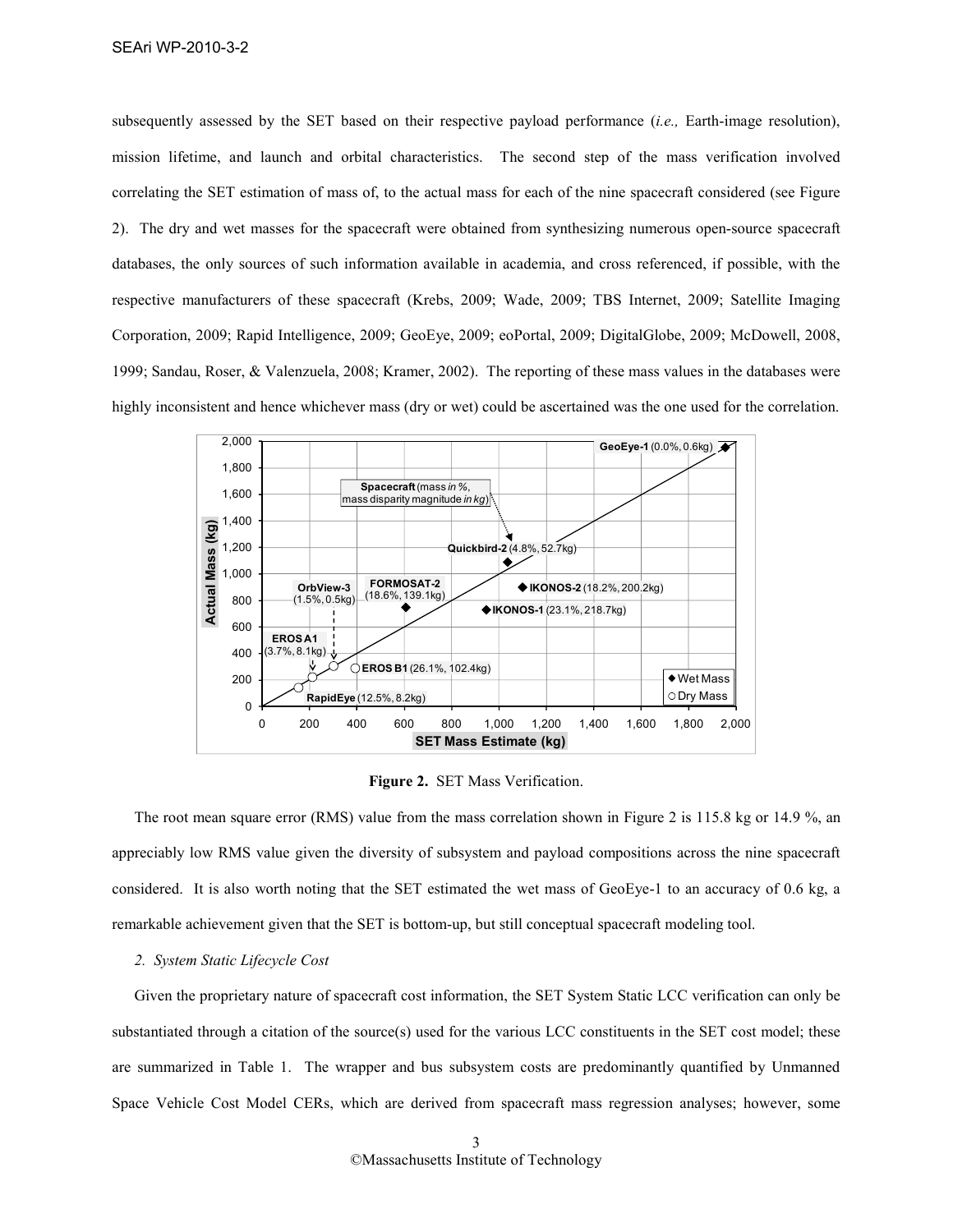subsequently assessed by the SET based on their respective payload performance (*i.e.,* Earth-image resolution), mission lifetime, and launch and orbital characteristics. The second step of the mass verification involved correlating the SET estimation of mass of, to the actual mass for each of the nine spacecraft considered (see Figure 2). The dry and wet masses for the spacecraft were obtained from synthesizing numerous open-source spacecraft databases, the only sources of such information available in academia, and cross referenced, if possible, with the respective manufacturers of these spacecraft (Krebs, 2009; Wade, 2009; TBS Internet, 2009; Satellite Imaging Corporation, 2009; Rapid Intelligence, 2009; GeoEye, 2009; eoPortal, 2009; DigitalGlobe, 2009; McDowell, 2008, 1999; Sandau, Roser, & Valenzuela, 2008; Kramer, 2002). The reporting of these mass values in the databases were highly inconsistent and hence whichever mass (dry or wet) could be ascertained was the one used for the correlation.

**Figure 2.** SET Mass Verification.

The root mean square error (RMS) value from the mass correlation shown in Figure 2 is 115.8 kg or 14.9 %, an appreciably low RMS value given the diversity of subsystem and payload compositions across the nine spacecraft considered. It is also worth noting that the SET estimated the wet mass of GeoEye-1 to an accuracy of 0.6 kg, a remarkable achievement given that the SET is bottom-up, but still conceptual spacecraft modeling tool.

*2. System Static Lifecycle Cost*

Given the proprietary nature of spacecraft cost information, the SET System Static LCC verification can only be substantiated through a citation of the source(s) used for the various LCC constituents in the SET cost model; these are summarized in Table 1. The wrapper and bus subsystem costs are predominantly quantified by Unmanned Space Vehicle Cost Model CERs, which are derived from spacecraft mass regression analyses; however, some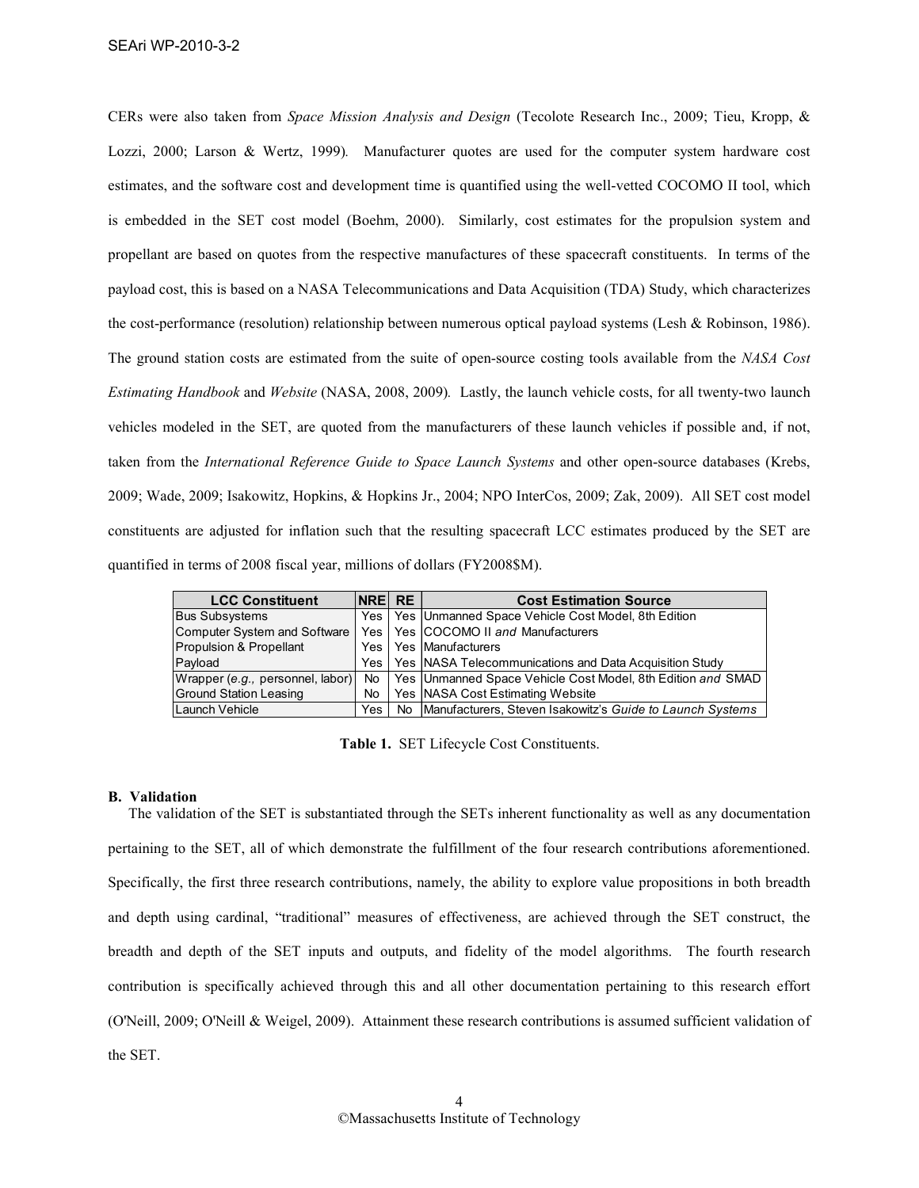CERs were also taken from *Space Mission Analysis and Design* (Tecolote Research Inc., 2009; Tieu, Kropp, & Lozzi, 2000; Larson & Wertz, 1999). Manufacturer quotes are used for the computer system hardware cost estimates, and the software cost and development time is quantified using the well-vetted COCOMO II tool, which is embedded in the SET cost model (Boehm, 2000). Similarly, cost estimates for the propulsion system and propellant are based on quotes from the respective manufactures of these spacecraft constituents. In terms of the payload cost, this is based on a NASA Telecommunications and Data Acquisition (TDA) Study, which characterizes the cost-performance (resolution) relationship between numerous optical payload systems (Lesh & Robinson, 1986). The ground station costs are estimated from the suite of open-source costing tools available from the *NASA Cost Estimating Handbook* and *Website* (NASA, 2008, 2009). Lastly, the launch vehicle costs, for all twenty-two launch vehicles modeled in the SET, are quoted from the manufacturers of these launch vehicles if possible and, if not, taken from the *International Reference Guide to Space Launch Systems* and other open-source databases (Krebs, 2009; Wade, 2009; Isakowitz, Hopkins, & Hopkins Jr., 2004; NPO InterCos, 2009; Zak, 2009). All SET cost model constituents are adjusted for inflation such that the resulting spacecraft LCC estimates produced by the SET are quantified in terms of 2008 fiscal year, millions of dollars (FY2008$M).

| LCC Constituent | NRE | RE | Cost Estimation Source |
|---|---|---|---|
| Bus Subsystems | Yes | Yes | Unmanned Space Vehicle Cost Model, 8th Edition |
| Computer System and Software | Yes | Yes | COCOMO II *and* Manufacturers |
| Propulsion & Propellant | Yes | Yes | Manufacturers |
| Payload | Yes | Yes | NASA Telecommunications and Data Acquisition Study |
| Wrapper (*e.g.,* personnel, labor) | No | Yes | Unmanned Space Vehicle Cost Model, 8th Edition *and* SMAD |
| Ground Station Leasing | No | Yes | NASA Cost Estimating Website |
| Launch Vehicle | Yes | No | Manufacturers, Steven Isakowitz's *Guide to Launch Systems* |

**Table 1.** SET Lifecycle Cost Constituents.

### B. Validation

The validation of the SET is substantiated through the SETs inherent functionality as well as any documentation pertaining to the SET, all of which demonstrate the fulfillment of the four research contributions aforementioned. Specifically, the first three research contributions, namely, the ability to explore value propositions in both breadth and depth using cardinal, "traditional" measures of effectiveness, are achieved through the SET construct, the breadth and depth of the SET inputs and outputs, and fidelity of the model algorithms. The fourth research contribution is specifically achieved through this and all other documentation pertaining to this research effort (O'Neill, 2009; O'Neill & Weigel, 2009). Attainment these research contributions is assumed sufficient validation of the SET.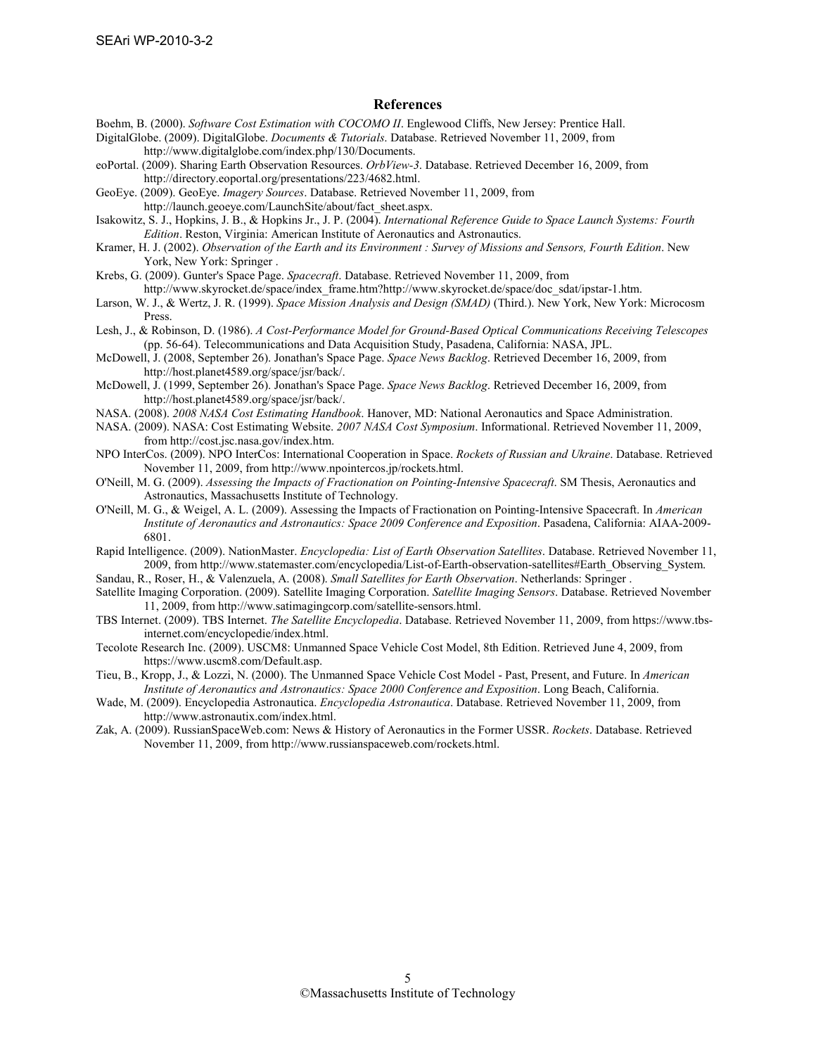## References

Boehm, B. (2000). *Software Cost Estimation with COCOMO II*. Englewood Cliffs, New Jersey: Prentice Hall.

DigitalGlobe. (2009). DigitalGlobe. *Documents & Tutorials*. Database. Retrieved November 11, 2009, from http://www.digitalglobe.com/index.php/130/Documents.

eoPortal. (2009). Sharing Earth Observation Resources. *OrbView-3*. Database. Retrieved December 16, 2009, from http://directory.eoportal.org/presentations/223/4682.html.

GeoEye. (2009). GeoEye. *Imagery Sources*. Database. Retrieved November 11, 2009, from http://launch.geoeye.com/LaunchSite/about/fact_sheet.aspx.

Isakowitz, S. J., Hopkins, J. B., & Hopkins Jr., J. P. (2004). *International Reference Guide to Space Launch Systems: Fourth Edition*. Reston, Virginia: American Institute of Aeronautics and Astronautics.

Kramer, H. J. (2002). *Observation of the Earth and its Environment : Survey of Missions and Sensors, Fourth Edition*. New York, New York: Springer .

Krebs, G. (2009). Gunter's Space Page. *Spacecraft*. Database. Retrieved November 11, 2009, from http://www.skyrocket.de/space/index_frame.htm?http://www.skyrocket.de/space/doc_sdat/ipstar-1.htm.

Larson, W. J., & Wertz, J. R. (1999). *Space Mission Analysis and Design (SMAD)* (Third.). New York, New York: Microcosm Press.

Lesh, J., & Robinson, D. (1986). *A Cost-Performance Model for Ground-Based Optical Communications Receiving Telescopes* (pp. 56-64). Telecommunications and Data Acquisition Study, Pasadena, California: NASA, JPL.

McDowell, J. (2008, September 26). Jonathan's Space Page. *Space News Backlog*. Retrieved December 16, 2009, from http://host.planet4589.org/space/jsr/back/.

McDowell, J. (1999, September 26). Jonathan's Space Page. *Space News Backlog*. Retrieved December 16, 2009, from http://host.planet4589.org/space/jsr/back/.

NASA. (2008). *2008 NASA Cost Estimating Handbook*. Hanover, MD: National Aeronautics and Space Administration.

NASA. (2009). NASA: Cost Estimating Website. *2007 NASA Cost Symposium*. Informational. Retrieved November 11, 2009, from http://cost.jsc.nasa.gov/index.htm.

NPO InterCos. (2009). NPO InterCos: International Cooperation in Space. *Rockets of Russian and Ukraine*. Database. Retrieved November 11, 2009, from http://www.npointercos.jp/rockets.html.

O'Neill, M. G. (2009). *Assessing the Impacts of Fractionation on Pointing-Intensive Spacecraft*. SM Thesis, Aeronautics and Astronautics, Massachusetts Institute of Technology.

O'Neill, M. G., & Weigel, A. L. (2009). Assessing the Impacts of Fractionation on Pointing-Intensive Spacecraft. In *American Institute of Aeronautics and Astronautics: Space 2009 Conference and Exposition*. Pasadena, California: AIAA-2009-6801.

Rapid Intelligence. (2009). NationMaster. *Encyclopedia: List of Earth Observation Satellites*. Database. Retrieved November 11, 2009, from http://www.statemaster.com/encyclopedia/List-of-Earth-observation-satellites#Earth_Observing_System.

Sandau, R., Roser, H., & Valenzuela, A. (2008). *Small Satellites for Earth Observation*. Netherlands: Springer .

Satellite Imaging Corporation. (2009). Satellite Imaging Corporation. *Satellite Imaging Sensors*. Database. Retrieved November 11, 2009, from http://www.satimagingcorp.com/satellite-sensors.html.

TBS Internet. (2009). TBS Internet. *The Satellite Encyclopedia*. Database. Retrieved November 11, 2009, from https://www.tbs-internet.com/encyclopedie/index.html.

Tecolote Research Inc. (2009). USCM8: Unmanned Space Vehicle Cost Model, 8th Edition. Retrieved June 4, 2009, from https://www.uscm8.com/Default.asp.

Tieu, B., Kropp, J., & Lozzi, N. (2000). The Unmanned Space Vehicle Cost Model - Past, Present, and Future. In *American Institute of Aeronautics and Astronautics: Space 2000 Conference and Exposition*. Long Beach, California.

Wade, M. (2009). Encyclopedia Astronautica. *Encyclopedia Astronautica*. Database. Retrieved November 11, 2009, from http://www.astronautix.com/index.html.

Zak, A. (2009). RussianSpaceWeb.com: News & History of Aeronautics in the Former USSR. *Rockets*. Database. Retrieved November 11, 2009, from http://www.russianspaceweb.com/rockets.html.